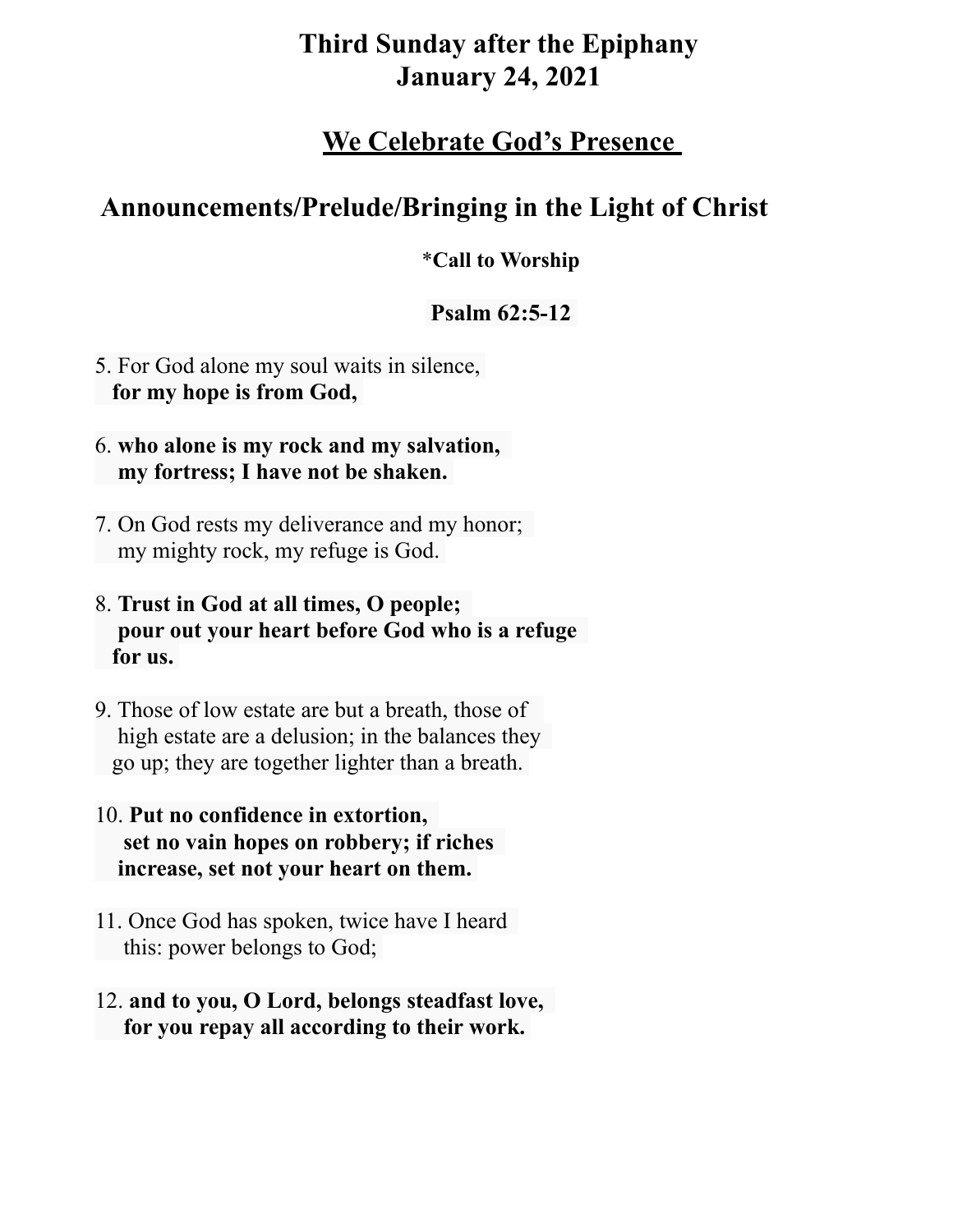# Third Sunday after the Epiphany
# January 24, 2021

## We Celebrate God's Presence

## Announcements/Prelude/Bringing in the Light of Christ

### *Call to Worship

### Psalm 62:5-12

5. For God alone my soul waits in silence,
**for my hope is from God,**

6. **who alone is my rock and my salvation,
my fortress; I have not be shaken.**

7. On God rests my deliverance and my honor;
my mighty rock, my refuge is God.

8. **Trust in God at all times, O people;
pour out your heart before God who is a refuge
for us.**

9. Those of low estate are but a breath, those of
high estate are a delusion; in the balances they
go up; they are together lighter than a breath.

10. **Put no confidence in extortion,
set no vain hopes on robbery; if riches
increase, set not your heart on them.**

11. Once God has spoken, twice have I heard
this: power belongs to God;

12. **and to you, O Lord, belongs steadfast love,
for you repay all according to their work.**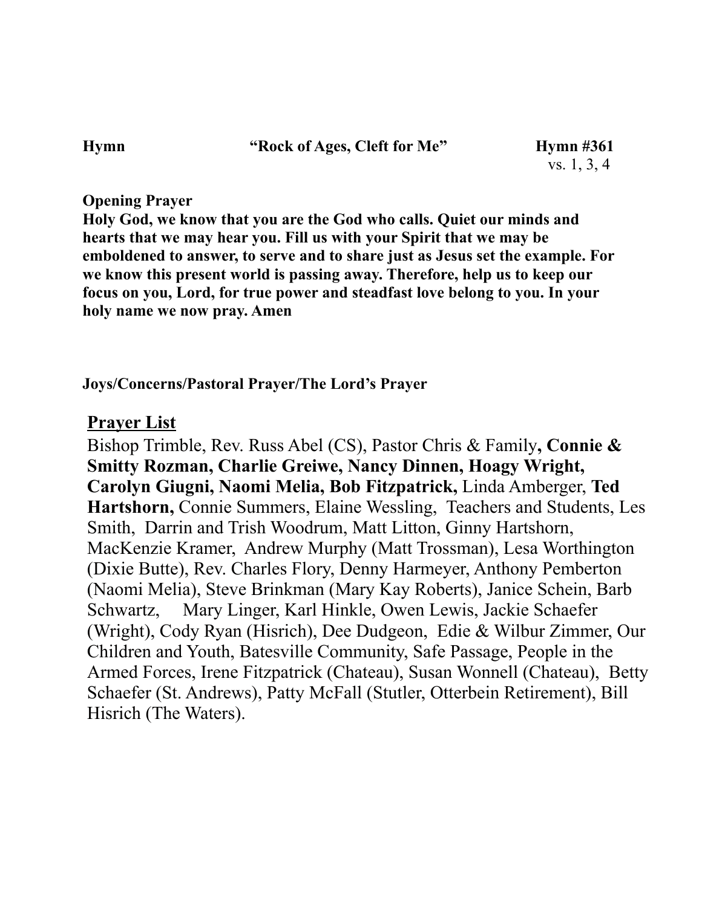**Hymn** **"Rock of Ages, Cleft for Me"** **Hymn #361**
vs. 1, 3, 4

**Opening Prayer**

**Holy God, we know that you are the God who calls. Quiet our minds and hearts that we may hear you. Fill us with your Spirit that we may be emboldened to answer, to serve and to share just as Jesus set the example. For we know this present world is passing away. Therefore, help us to keep our focus on you, Lord, for true power and steadfast love belong to you. In your holy name we now pray. Amen**

**Joys/Concerns/Pastoral Prayer/The Lord's Prayer**

## Prayer List

Bishop Trimble, Rev. Russ Abel (CS), Pastor Chris & Family**, Connie & Smitty Rozman, Charlie Greiwe, Nancy Dinnen, Hoagy Wright, Carolyn Giugni, Naomi Melia, Bob Fitzpatrick,** Linda Amberger, **Ted Hartshorn,** Connie Summers, Elaine Wessling, Teachers and Students, Les Smith, Darrin and Trish Woodrum, Matt Litton, Ginny Hartshorn, MacKenzie Kramer, Andrew Murphy (Matt Trossman), Lesa Worthington (Dixie Butte), Rev. Charles Flory, Denny Harmeyer, Anthony Pemberton (Naomi Melia), Steve Brinkman (Mary Kay Roberts), Janice Schein, Barb Schwartz, Mary Linger, Karl Hinkle, Owen Lewis, Jackie Schaefer (Wright), Cody Ryan (Hisrich), Dee Dudgeon, Edie & Wilbur Zimmer, Our Children and Youth, Batesville Community, Safe Passage, People in the Armed Forces, Irene Fitzpatrick (Chateau), Susan Wonnell (Chateau), Betty Schaefer (St. Andrews), Patty McFall (Stutler, Otterbein Retirement), Bill Hisrich (The Waters).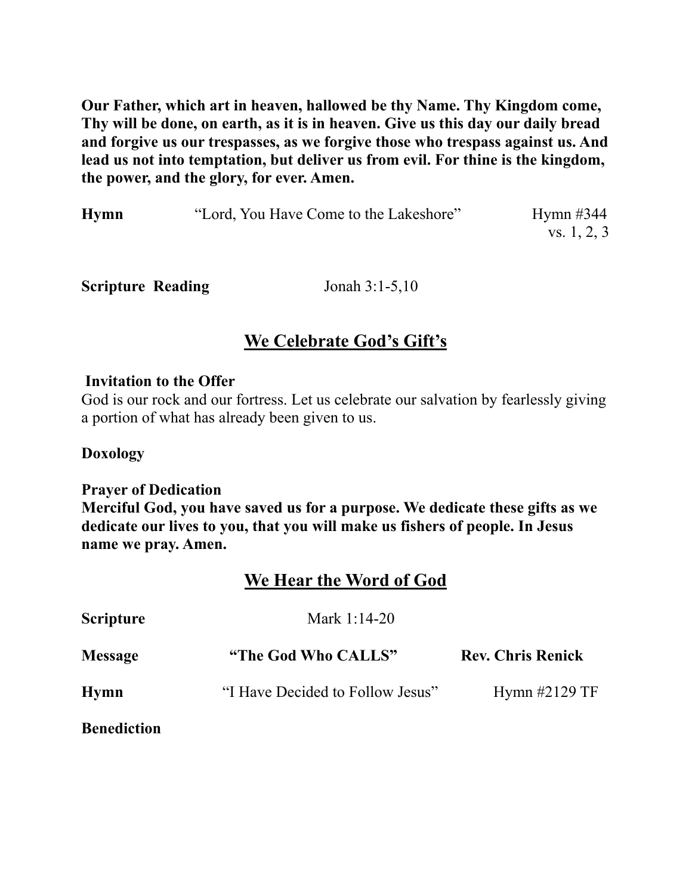**Our Father, which art in heaven, hallowed be thy Name. Thy Kingdom come, Thy will be done, on earth, as it is in heaven. Give us this day our daily bread and forgive us our trespasses, as we forgive those who trespass against us. And lead us not into temptation, but deliver us from evil. For thine is the kingdom, the power, and the glory, for ever. Amen.**

**Hymn** “Lord, You Have Come to the Lakeshore” Hymn #344 vs. 1, 2, 3

**Scripture Reading** Jonah 3:1-5,10

## We Celebrate God’s Gift’s

**Invitation to the Offer**
God is our rock and our fortress. Let us celebrate our salvation by fearlessly giving a portion of what has already been given to us.

**Doxology**

**Prayer of Dedication**
**Merciful God, you have saved us for a purpose. We dedicate these gifts as we dedicate our lives to you, that you will make us fishers of people. In Jesus name we pray. Amen.**

## We Hear the Word of God

**Scripture** Mark 1:14-20

**Message** **“The God Who CALLS”** **Rev. Chris Renick**

**Hymn** “I Have Decided to Follow Jesus” Hymn #2129 TF

**Benediction**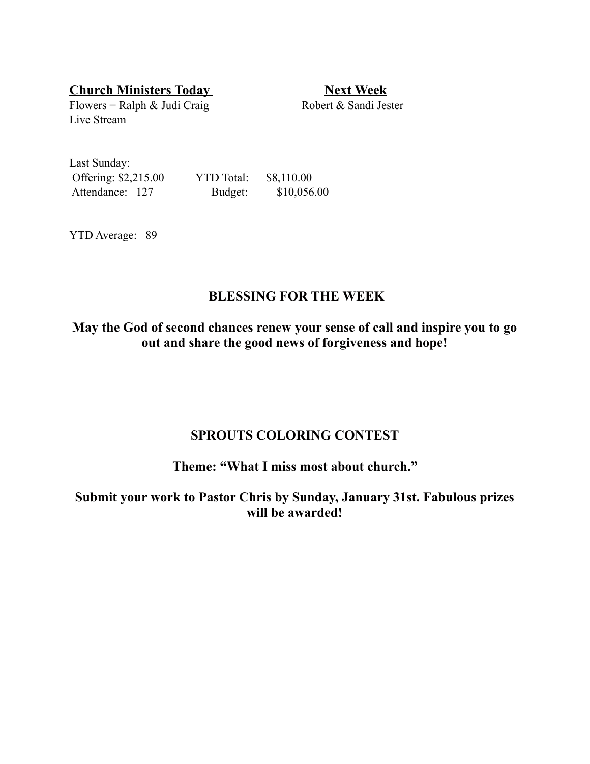**Church Ministers Today** | **Next Week**
---|---
Flowers = Ralph & Judi Craig | Robert & Sandi Jester
Live Stream |

Last Sunday:

| | | | |
|---|---|---|---|
| Offering: $2,215.00 | YTD Total: | $8,110.00 | |
| Attendance: 127 | Budget: | $10,056.00 | |

YTD Average: 89

## BLESSING FOR THE WEEK

**May the God of second chances renew your sense of call and inspire you to go out and share the good news of forgiveness and hope!**

## SPROUTS COLORING CONTEST

**Theme: "What I miss most about church."**

**Submit your work to Pastor Chris by Sunday, January 31st. Fabulous prizes will be awarded!**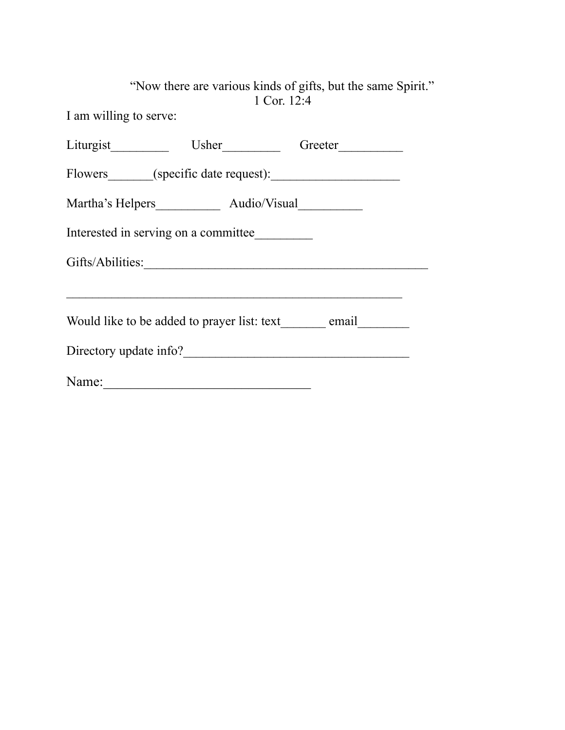"Now there are various kinds of gifts, but the same Spirit."
1 Cor. 12:4

I am willing to serve:

Liturgist_________ Usher_________ Greeter__________

Flowers_______(specific date request):____________________

Martha's Helpers__________ Audio/Visual__________

Interested in serving on a committee_________

Gifts/Abilities:_____________________________________________

_____________________________________________________

Would like to be added to prayer list: text_______ email________

Directory update info?___________________________________

Name:________________________________